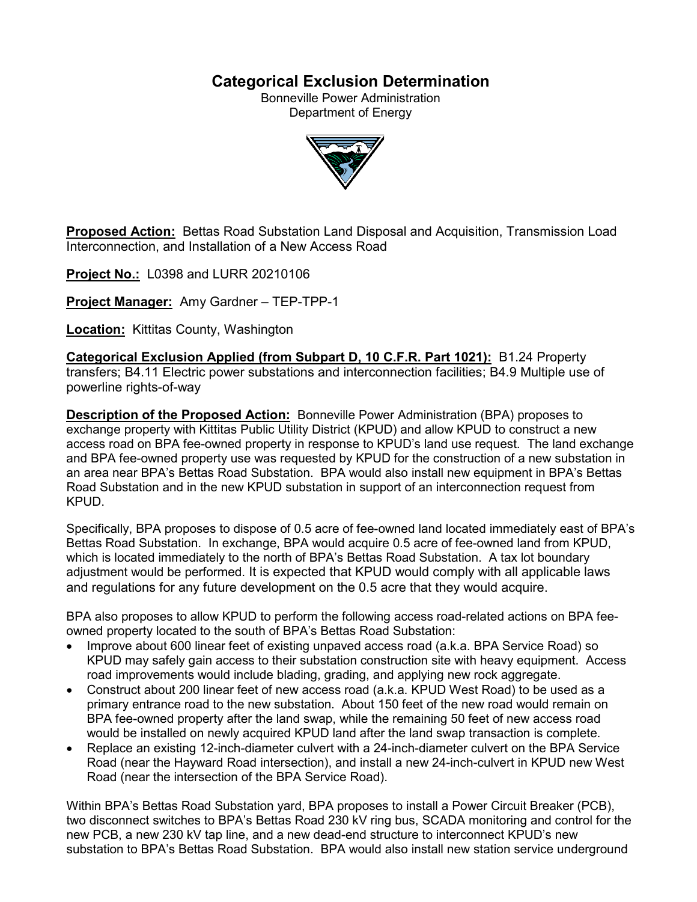# Categorical Exclusion Determination

Bonneville Power Administration
Department of Energy

**Proposed Action:** Bettas Road Substation Land Disposal and Acquisition, Transmission Load Interconnection, and Installation of a New Access Road

**Project No.:** L0398 and LURR 20210106

**Project Manager:** Amy Gardner – TEP-TPP-1

**Location:** Kittitas County, Washington

**Categorical Exclusion Applied (from Subpart D, 10 C.F.R. Part 1021):** B1.24 Property transfers; B4.11 Electric power substations and interconnection facilities; B4.9 Multiple use of powerline rights-of-way

**Description of the Proposed Action:** Bonneville Power Administration (BPA) proposes to exchange property with Kittitas Public Utility District (KPUD) and allow KPUD to construct a new access road on BPA fee-owned property in response to KPUD's land use request. The land exchange and BPA fee-owned property use was requested by KPUD for the construction of a new substation in an area near BPA's Bettas Road Substation. BPA would also install new equipment in BPA's Bettas Road Substation and in the new KPUD substation in support of an interconnection request from KPUD.

Specifically, BPA proposes to dispose of 0.5 acre of fee-owned land located immediately east of BPA's Bettas Road Substation. In exchange, BPA would acquire 0.5 acre of fee-owned land from KPUD, which is located immediately to the north of BPA's Bettas Road Substation. A tax lot boundary adjustment would be performed. It is expected that KPUD would comply with all applicable laws and regulations for any future development on the 0.5 acre that they would acquire.

BPA also proposes to allow KPUD to perform the following access road-related actions on BPA fee-owned property located to the south of BPA's Bettas Road Substation:

- Improve about 600 linear feet of existing unpaved access road (a.k.a. BPA Service Road) so KPUD may safely gain access to their substation construction site with heavy equipment. Access road improvements would include blading, grading, and applying new rock aggregate.
- Construct about 200 linear feet of new access road (a.k.a. KPUD West Road) to be used as a primary entrance road to the new substation. About 150 feet of the new road would remain on BPA fee-owned property after the land swap, while the remaining 50 feet of new access road would be installed on newly acquired KPUD land after the land swap transaction is complete.
- Replace an existing 12-inch-diameter culvert with a 24-inch-diameter culvert on the BPA Service Road (near the Hayward Road intersection), and install a new 24-inch-culvert in KPUD new West Road (near the intersection of the BPA Service Road).

Within BPA's Bettas Road Substation yard, BPA proposes to install a Power Circuit Breaker (PCB), two disconnect switches to BPA's Bettas Road 230 kV ring bus, SCADA monitoring and control for the new PCB, a new 230 kV tap line, and a new dead-end structure to interconnect KPUD's new substation to BPA's Bettas Road Substation. BPA would also install new station service underground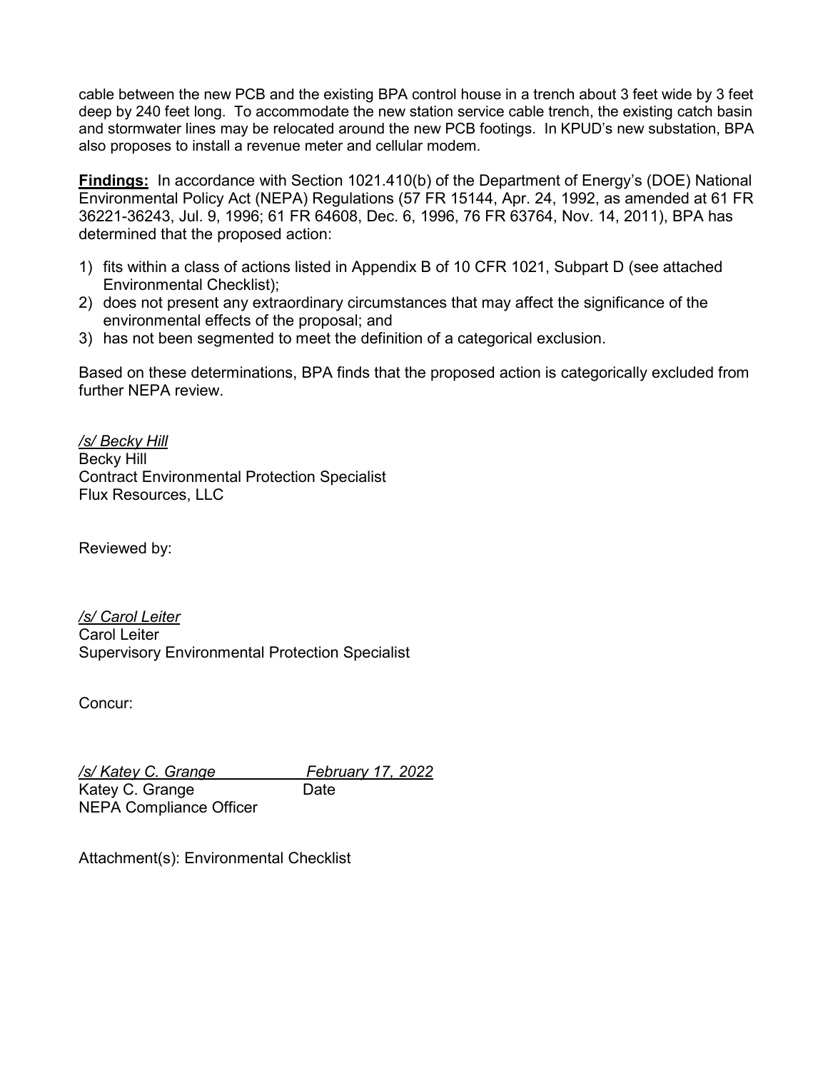cable between the new PCB and the existing BPA control house in a trench about 3 feet wide by 3 feet deep by 240 feet long. To accommodate the new station service cable trench, the existing catch basin and stormwater lines may be relocated around the new PCB footings. In KPUD's new substation, BPA also proposes to install a revenue meter and cellular modem.

**Findings:** In accordance with Section 1021.410(b) of the Department of Energy's (DOE) National Environmental Policy Act (NEPA) Regulations (57 FR 15144, Apr. 24, 1992, as amended at 61 FR 36221-36243, Jul. 9, 1996; 61 FR 64608, Dec. 6, 1996, 76 FR 63764, Nov. 14, 2011), BPA has determined that the proposed action:

1) fits within a class of actions listed in Appendix B of 10 CFR 1021, Subpart D (see attached Environmental Checklist);
2) does not present any extraordinary circumstances that may affect the significance of the environmental effects of the proposal; and
3) has not been segmented to meet the definition of a categorical exclusion.

Based on these determinations, BPA finds that the proposed action is categorically excluded from further NEPA review.

*/s/ Becky Hill*
Becky Hill
Contract Environmental Protection Specialist
Flux Resources, LLC

Reviewed by:

*/s/ Carol Leiter*
Carol Leiter
Supervisory Environmental Protection Specialist

Concur:

*/s/ Katey C. Grange* *February 17, 2022*
Katey C. Grange Date
NEPA Compliance Officer

Attachment(s): Environmental Checklist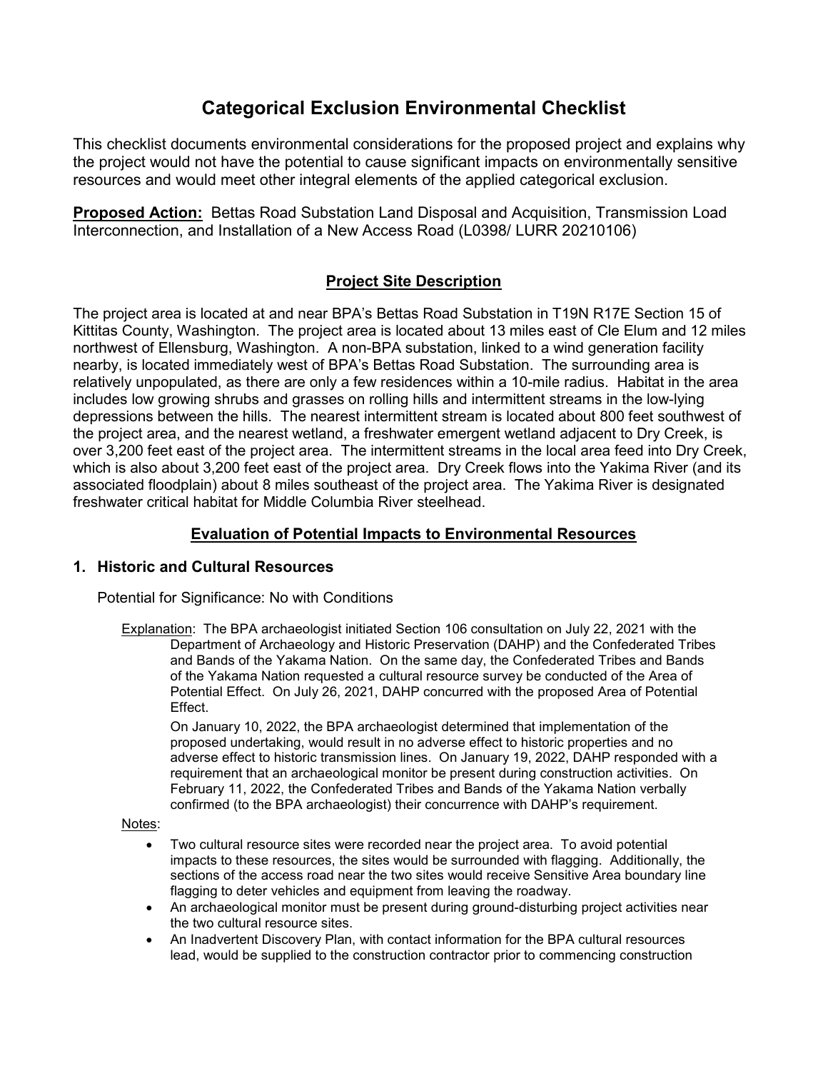# Categorical Exclusion Environmental Checklist

This checklist documents environmental considerations for the proposed project and explains why the project would not have the potential to cause significant impacts on environmentally sensitive resources and would meet other integral elements of the applied categorical exclusion.

**Proposed Action:** Bettas Road Substation Land Disposal and Acquisition, Transmission Load Interconnection, and Installation of a New Access Road (L0398/ LURR 20210106)

## Project Site Description

The project area is located at and near BPA's Bettas Road Substation in T19N R17E Section 15 of Kittitas County, Washington. The project area is located about 13 miles east of Cle Elum and 12 miles northwest of Ellensburg, Washington. A non-BPA substation, linked to a wind generation facility nearby, is located immediately west of BPA's Bettas Road Substation. The surrounding area is relatively unpopulated, as there are only a few residences within a 10-mile radius. Habitat in the area includes low growing shrubs and grasses on rolling hills and intermittent streams in the low-lying depressions between the hills. The nearest intermittent stream is located about 800 feet southwest of the project area, and the nearest wetland, a freshwater emergent wetland adjacent to Dry Creek, is over 3,200 feet east of the project area. The intermittent streams in the local area feed into Dry Creek, which is also about 3,200 feet east of the project area. Dry Creek flows into the Yakima River (and its associated floodplain) about 8 miles southeast of the project area. The Yakima River is designated freshwater critical habitat for Middle Columbia River steelhead.

## Evaluation of Potential Impacts to Environmental Resources

### 1. Historic and Cultural Resources

Potential for Significance: No with Conditions

Explanation: The BPA archaeologist initiated Section 106 consultation on July 22, 2021 with the Department of Archaeology and Historic Preservation (DAHP) and the Confederated Tribes and Bands of the Yakama Nation. On the same day, the Confederated Tribes and Bands of the Yakama Nation requested a cultural resource survey be conducted of the Area of Potential Effect. On July 26, 2021, DAHP concurred with the proposed Area of Potential Effect.

On January 10, 2022, the BPA archaeologist determined that implementation of the proposed undertaking, would result in no adverse effect to historic properties and no adverse effect to historic transmission lines. On January 19, 2022, DAHP responded with a requirement that an archaeological monitor be present during construction activities. On February 11, 2022, the Confederated Tribes and Bands of the Yakama Nation verbally confirmed (to the BPA archaeologist) their concurrence with DAHP's requirement.

Notes:

- Two cultural resource sites were recorded near the project area. To avoid potential impacts to these resources, the sites would be surrounded with flagging. Additionally, the sections of the access road near the two sites would receive Sensitive Area boundary line flagging to deter vehicles and equipment from leaving the roadway.
- An archaeological monitor must be present during ground-disturbing project activities near the two cultural resource sites.
- An Inadvertent Discovery Plan, with contact information for the BPA cultural resources lead, would be supplied to the construction contractor prior to commencing construction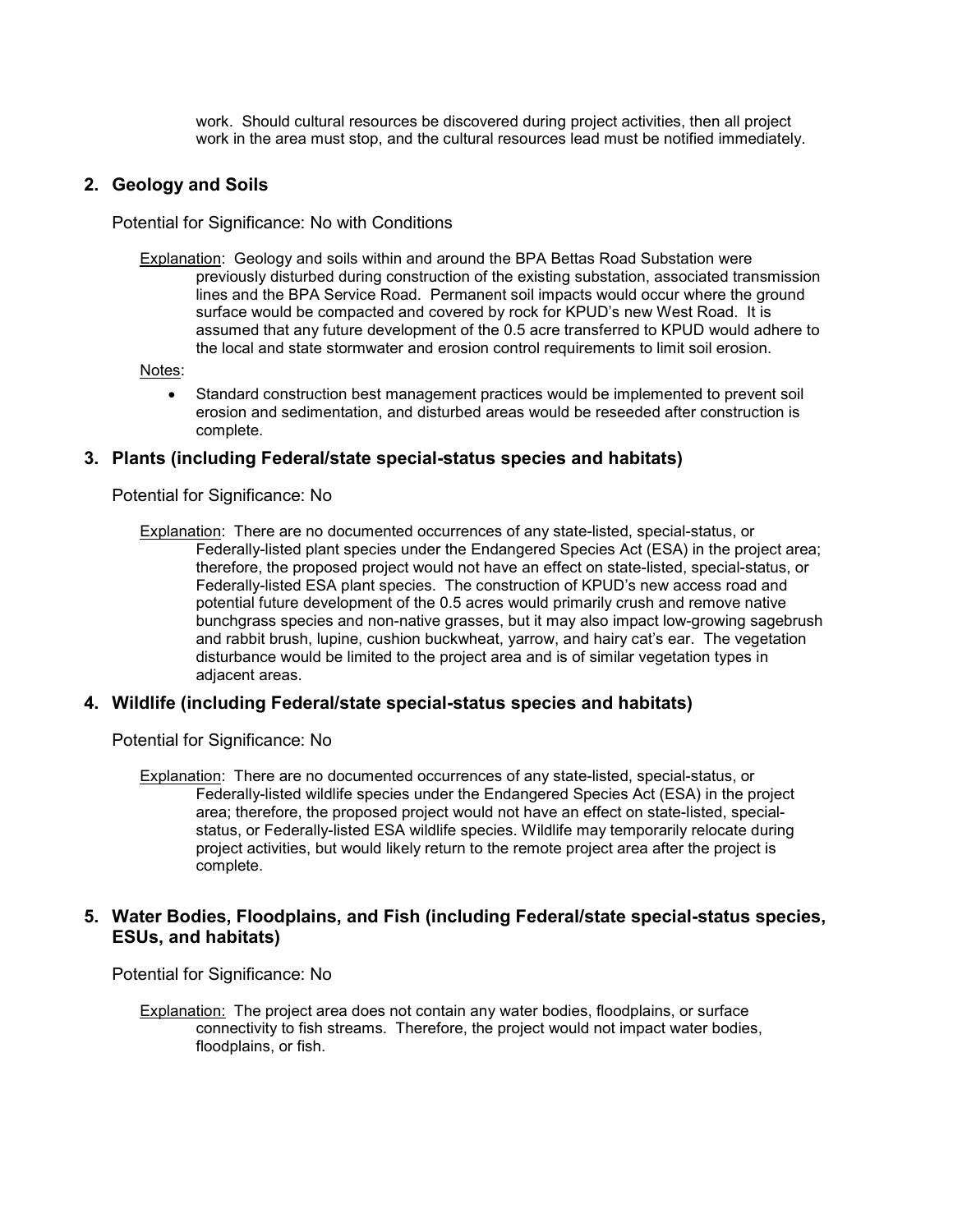work. Should cultural resources be discovered during project activities, then all project work in the area must stop, and the cultural resources lead must be notified immediately.

## 2. Geology and Soils

Potential for Significance: No with Conditions

Explanation: Geology and soils within and around the BPA Bettas Road Substation were previously disturbed during construction of the existing substation, associated transmission lines and the BPA Service Road. Permanent soil impacts would occur where the ground surface would be compacted and covered by rock for KPUD's new West Road. It is assumed that any future development of the 0.5 acre transferred to KPUD would adhere to the local and state stormwater and erosion control requirements to limit soil erosion.

Notes:

- Standard construction best management practices would be implemented to prevent soil erosion and sedimentation, and disturbed areas would be reseeded after construction is complete.

## 3. Plants (including Federal/state special-status species and habitats)

Potential for Significance: No

Explanation: There are no documented occurrences of any state-listed, special-status, or Federally-listed plant species under the Endangered Species Act (ESA) in the project area; therefore, the proposed project would not have an effect on state-listed, special-status, or Federally-listed ESA plant species. The construction of KPUD's new access road and potential future development of the 0.5 acres would primarily crush and remove native bunchgrass species and non-native grasses, but it may also impact low-growing sagebrush and rabbit brush, lupine, cushion buckwheat, yarrow, and hairy cat's ear. The vegetation disturbance would be limited to the project area and is of similar vegetation types in adjacent areas.

## 4. Wildlife (including Federal/state special-status species and habitats)

Potential for Significance: No

Explanation: There are no documented occurrences of any state-listed, special-status, or Federally-listed wildlife species under the Endangered Species Act (ESA) in the project area; therefore, the proposed project would not have an effect on state-listed, special-status, or Federally-listed ESA wildlife species. Wildlife may temporarily relocate during project activities, but would likely return to the remote project area after the project is complete.

## 5. Water Bodies, Floodplains, and Fish (including Federal/state special-status species, ESUs, and habitats)

Potential for Significance: No

Explanation: The project area does not contain any water bodies, floodplains, or surface connectivity to fish streams. Therefore, the project would not impact water bodies, floodplains, or fish.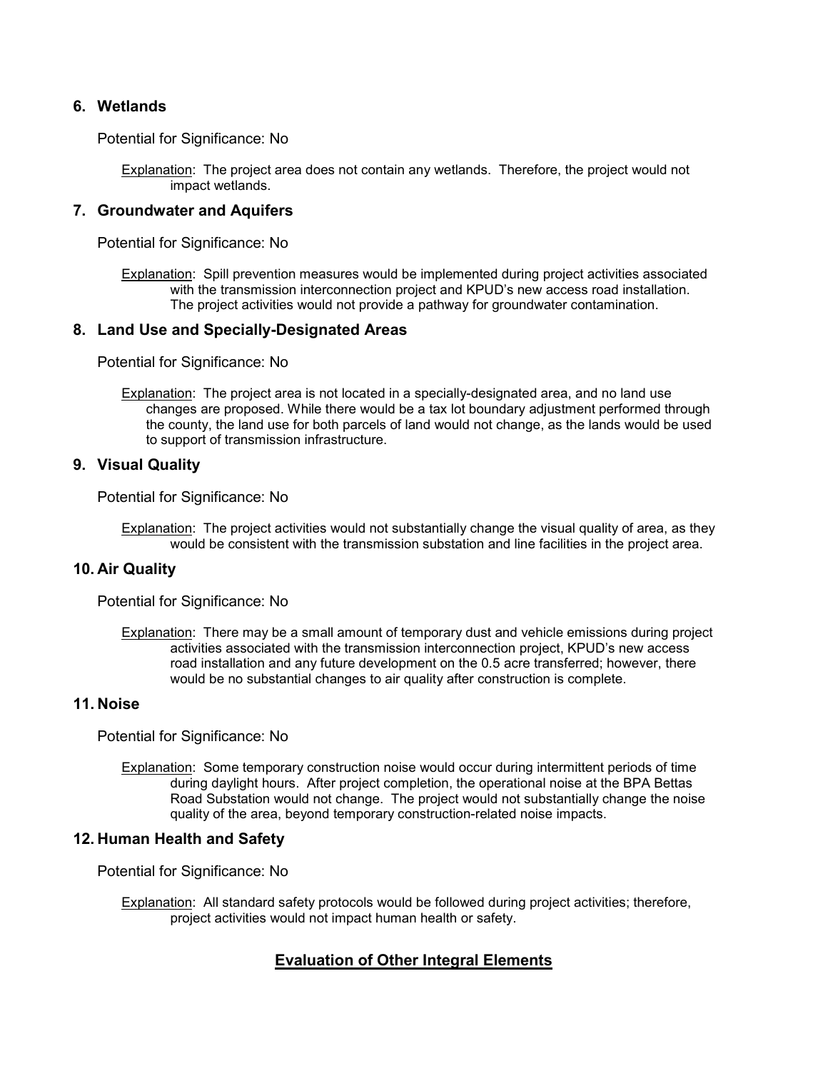### 6. Wetlands

Potential for Significance: No

Explanation: The project area does not contain any wetlands. Therefore, the project would not impact wetlands.

### 7. Groundwater and Aquifers

Potential for Significance: No

Explanation: Spill prevention measures would be implemented during project activities associated with the transmission interconnection project and KPUD's new access road installation. The project activities would not provide a pathway for groundwater contamination.

### 8. Land Use and Specially-Designated Areas

Potential for Significance: No

Explanation: The project area is not located in a specially-designated area, and no land use changes are proposed. While there would be a tax lot boundary adjustment performed through the county, the land use for both parcels of land would not change, as the lands would be used to support of transmission infrastructure.

### 9. Visual Quality

Potential for Significance: No

Explanation: The project activities would not substantially change the visual quality of area, as they would be consistent with the transmission substation and line facilities in the project area.

### 10. Air Quality

Potential for Significance: No

Explanation: There may be a small amount of temporary dust and vehicle emissions during project activities associated with the transmission interconnection project, KPUD's new access road installation and any future development on the 0.5 acre transferred; however, there would be no substantial changes to air quality after construction is complete.

### 11. Noise

Potential for Significance: No

Explanation: Some temporary construction noise would occur during intermittent periods of time during daylight hours. After project completion, the operational noise at the BPA Bettas Road Substation would not change. The project would not substantially change the noise quality of the area, beyond temporary construction-related noise impacts.

### 12. Human Health and Safety

Potential for Significance: No

Explanation: All standard safety protocols would be followed during project activities; therefore, project activities would not impact human health or safety.

## Evaluation of Other Integral Elements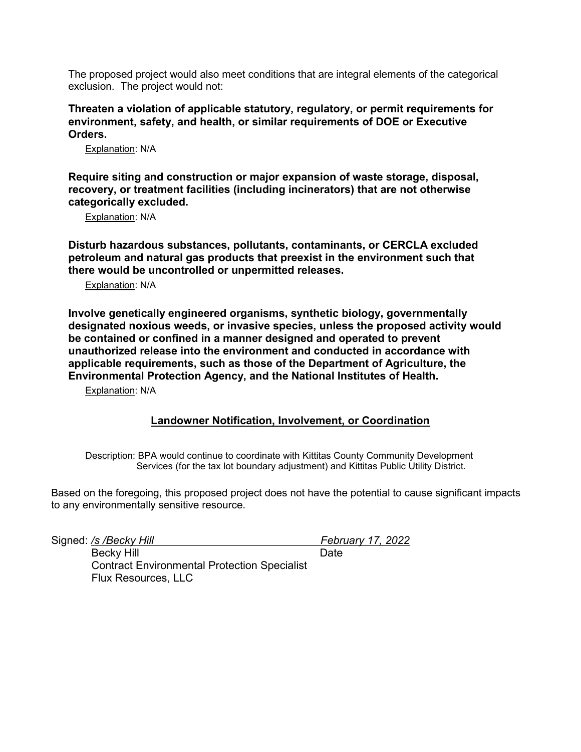The proposed project would also meet conditions that are integral elements of the categorical exclusion. The project would not:

**Threaten a violation of applicable statutory, regulatory, or permit requirements for environment, safety, and health, or similar requirements of DOE or Executive Orders.**

Explanation: N/A

**Require siting and construction or major expansion of waste storage, disposal, recovery, or treatment facilities (including incinerators) that are not otherwise categorically excluded.**

Explanation: N/A

**Disturb hazardous substances, pollutants, contaminants, or CERCLA excluded petroleum and natural gas products that preexist in the environment such that there would be uncontrolled or unpermitted releases.**

Explanation: N/A

**Involve genetically engineered organisms, synthetic biology, governmentally designated noxious weeds, or invasive species, unless the proposed activity would be contained or confined in a manner designed and operated to prevent unauthorized release into the environment and conducted in accordance with applicable requirements, such as those of the Department of Agriculture, the Environmental Protection Agency, and the National Institutes of Health.**

Explanation: N/A

## Landowner Notification, Involvement, or Coordination

Description: BPA would continue to coordinate with Kittitas County Community Development Services (for the tax lot boundary adjustment) and Kittitas Public Utility District.

Based on the foregoing, this proposed project does not have the potential to cause significant impacts to any environmentally sensitive resource.

Signed: */s /Becky Hill* *February 17, 2022*

Becky Hill Date
Contract Environmental Protection Specialist
Flux Resources, LLC